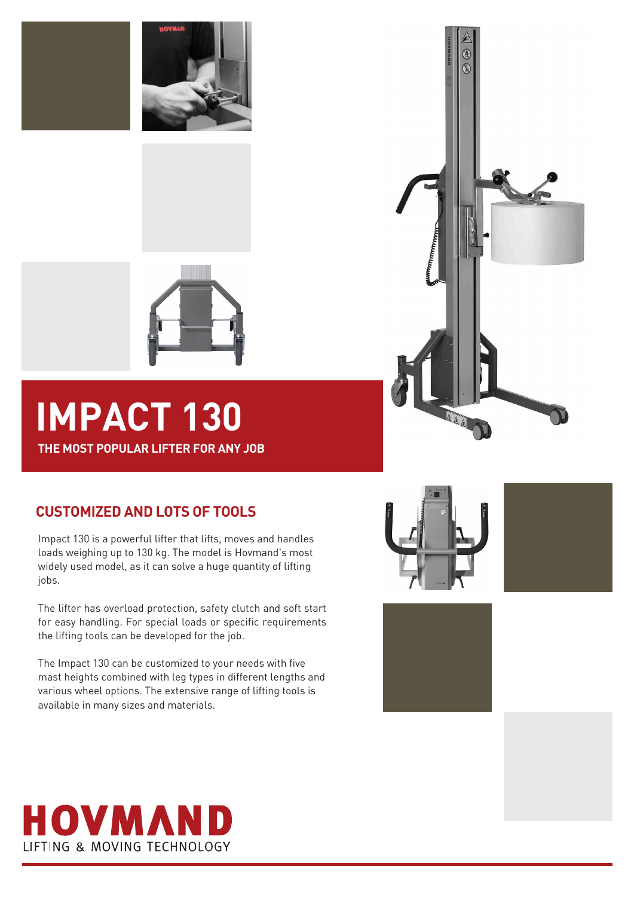# IMPACT 130

**THE MOST POPULAR LIFTER FOR ANY JOB**

## CUSTOMIZED AND LOTS OF TOOLS

Impact 130 is a powerful lifter that lifts, moves and handles loads weighing up to 130 kg. The model is Hovmand's most widely used model, as it can solve a huge quantity of lifting jobs.

The lifter has overload protection, safety clutch and soft start for easy handling. For special loads or specific requirements the lifting tools can be developed for the job.

The Impact 130 can be customized to your needs with five mast heights combined with leg types in different lengths and various wheel options. The extensive range of lifting tools is available in many sizes and materials.

**HOVMAND**
LIFTING & MOVING TECHNOLOGY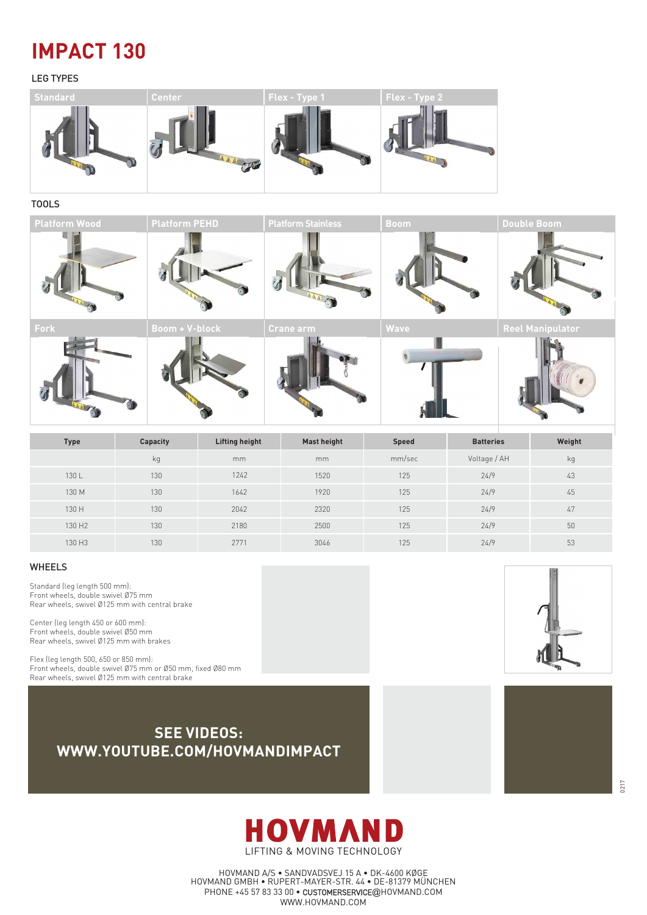# IMPACT 130

## LEG TYPES

Standard | Center | Flex - Type 1 | Flex - Type 2

## TOOLS

Platform Wood | Platform PEHD | Platform Stainless | Boom | Double Boom

Fork | Boom + V-block | Crane arm | Wave | Reel Manipulator

| Type | Capacity | Lifting height | Mast height | Speed | Batteries | Weight |
|---|---|---|---|---|---|---|
| | kg | mm | mm | mm/sec | Voltage / AH | kg |
| 130 L | 130 | 1242 | 1520 | 125 | 24/9 | 43 |
| 130 M | 130 | 1642 | 1920 | 125 | 24/9 | 45 |
| 130 H | 130 | 2042 | 2320 | 125 | 24/9 | 47 |
| 130 H2 | 130 | 2180 | 2500 | 125 | 24/9 | 50 |
| 130 H3 | 130 | 2771 | 3046 | 125 | 24/9 | 53 |

## WHEELS

Standard (leg length 500 mm):
Front wheels, double swivel Ø75 mm
Rear wheels, swivel Ø125 mm with central brake

Center (leg length 450 or 600 mm):
Front wheels, double swivel Ø50 mm
Rear wheels, swivel Ø125 mm with brakes

Flex (leg length 500, 650 or 850 mm):
Front wheels, double swivel Ø75 mm or Ø50 mm, fixed Ø80 mm
Rear wheels, swivel Ø125 mm with central brake

**SEE VIDEOS:
WWW.YOUTUBE.COM/HOVMANDIMPACT**

0217

**HOVMAND**
LIFTING & MOVING TECHNOLOGY

HOVMAND A/S • SANDVADSVEJ 15 A • DK-4600 KØGE
HOVMAND GMBH • RUPERT-MAYER-STR. 44 • DE-81379 MÜNCHEN
PHONE +45 57 83 33 00 • CUSTOMERSERVICE@HOVMAND.COM
WWW.HOVMAND.COM